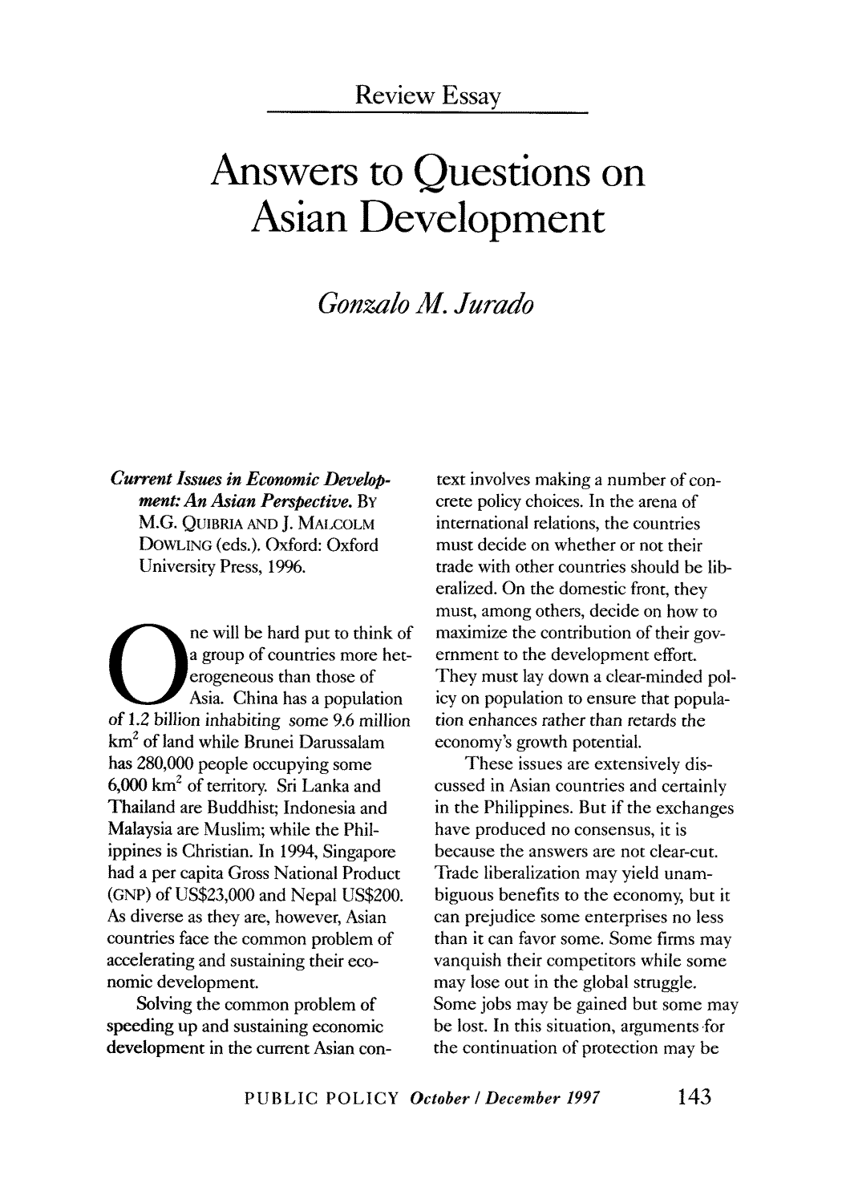Review Essay

# Answers to Questions on Asian Development

*Gonzalo M. Jurado*

***Current Issues in Economic Development: An Asian Perspective.*** BY M.G. QUIBRIA AND J. MALCOLM DOWLING (eds.). Oxford: Oxford University Press, 1996.

One will be hard put to think of a group of countries more heterogeneous than those of Asia. China has a population of 1.2 billion inhabiting some 9.6 million km$^2$ of land while Brunei Darussalam has 280,000 people occupying some 6,000 km$^2$ of territory. Sri Lanka and Thailand are Buddhist; Indonesia and Malaysia are Muslim; while the Philippines is Christian. In 1994, Singapore had a per capita Gross National Product (GNP) of US$23,000 and Nepal US$200. As diverse as they are, however, Asian countries face the common problem of accelerating and sustaining their economic development.

Solving the common problem of speeding up and sustaining economic development in the current Asian context involves making a number of concrete policy choices. In the arena of international relations, the countries must decide on whether or not their trade with other countries should be liberalized. On the domestic front, they must, among others, decide on how to maximize the contribution of their government to the development effort. They must lay down a clear-minded policy on population to ensure that population enhances rather than retards the economy's growth potential.

These issues are extensively discussed in Asian countries and certainly in the Philippines. But if the exchanges have produced no consensus, it is because the answers are not clear-cut. Trade liberalization may yield unambiguous benefits to the economy, but it can prejudice some enterprises no less than it can favor some. Some firms may vanquish their competitors while some may lose out in the global struggle. Some jobs may be gained but some may be lost. In this situation, arguments for the continuation of protection may be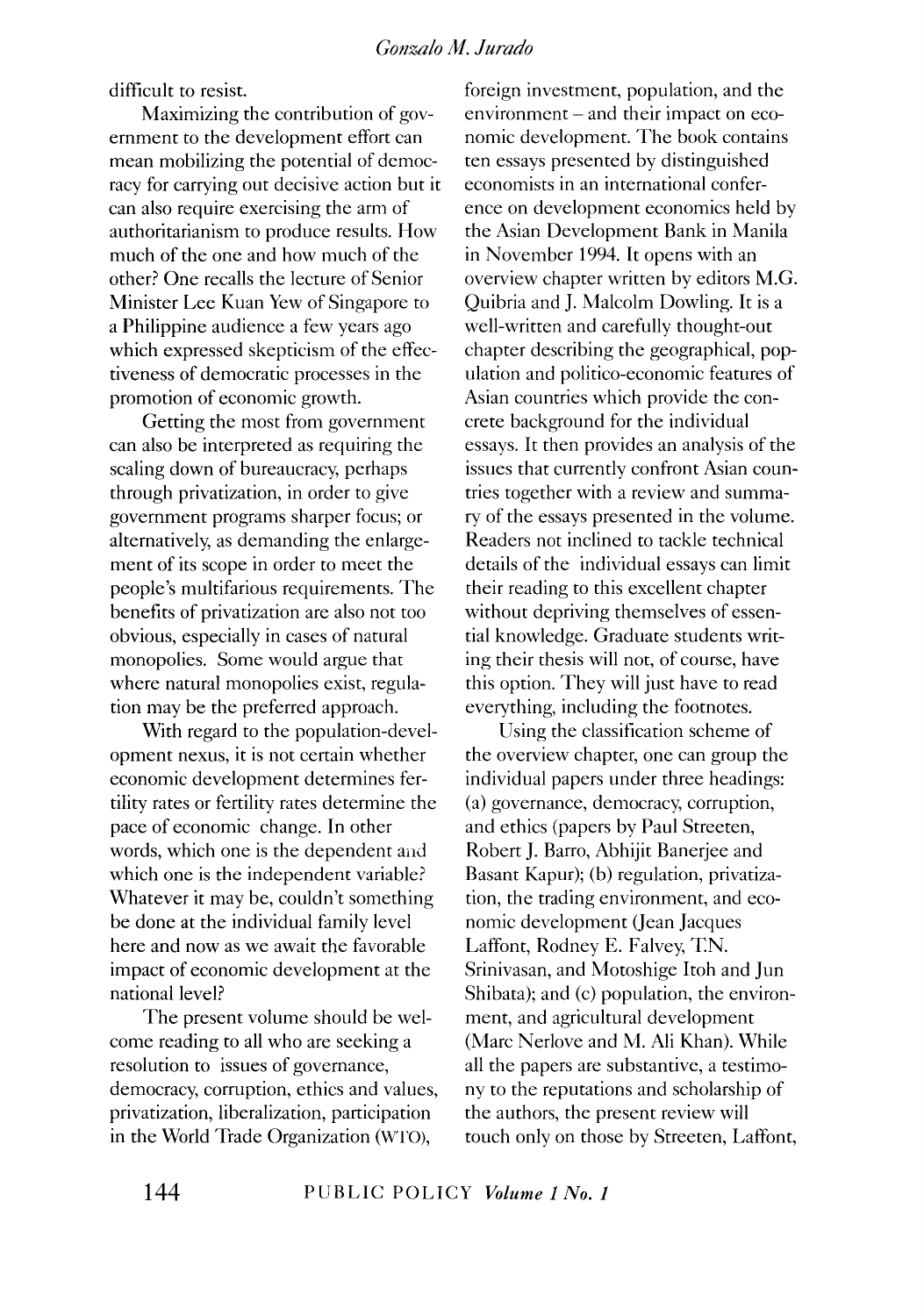difficult to resist.

Maximizing the contribution of government to the development effort can mean mobilizing the potential of democracy for carrying out decisive action but it can also require exercising the arm of authoritarianism to produce results. How much of the one and how much of the other? One recalls the lecture of Senior Minister Lee Kuan Yew of Singapore to a Philippine audience a few years ago which expressed skepticism of the effectiveness of democratic processes in the promotion of economic growth.

Getting the most from government can also be interpreted as requiring the scaling down of bureaucracy, perhaps through privatization, in order to give government programs sharper focus; or alternatively, as demanding the enlargement of its scope in order to meet the people's multifarious requirements. The benefits of privatization are also not too obvious, especially in cases of natural monopolies. Some would argue that where natural monopolies exist, regulation may be the preferred approach.

With regard to the population-development nexus, it is not certain whether economic development determines fertility rates or fertility rates determine the pace of economic change. In other words, which one is the dependent and which one is the independent variable? Whatever it may be, couldn't something be done at the individual family level here and now as we await the favorable impact of economic development at the national level?

The present volume should be welcome reading to all who are seeking a resolution to issues of governance, democracy, corruption, ethics and values, privatization, liberalization, participation in the World Trade Organization (WTO), foreign investment, population, and the environment – and their impact on economic development. The book contains ten essays presented by distinguished economists in an international conference on development economics held by the Asian Development Bank in Manila in November 1994. It opens with an overview chapter written by editors M.G. Quibria and J. Malcolm Dowling. It is a well-written and carefully thought-out chapter describing the geographical, population and politico-economic features of Asian countries which provide the concrete background for the individual essays. It then provides an analysis of the issues that currently confront Asian countries together with a review and summary of the essays presented in the volume. Readers not inclined to tackle technical details of the individual essays can limit their reading to this excellent chapter without depriving themselves of essential knowledge. Graduate students writing their thesis will not, of course, have this option. They will just have to read everything, including the footnotes.

Using the classification scheme of the overview chapter, one can group the individual papers under three headings: (a) governance, democracy, corruption, and ethics (papers by Paul Streeten, Robert J. Barro, Abhijit Banerjee and Basant Kapur); (b) regulation, privatization, the trading environment, and economic development (Jean Jacques Laffont, Rodney E. Falvey, T.N. Srinivasan, and Motoshige Itoh and Jun Shibata); and (c) population, the environment, and agricultural development (Marc Nerlove and M. Ali Khan). While all the papers are substantive, a testimony to the reputations and scholarship of the authors, the present review will touch only on those by Streeten, Laffont,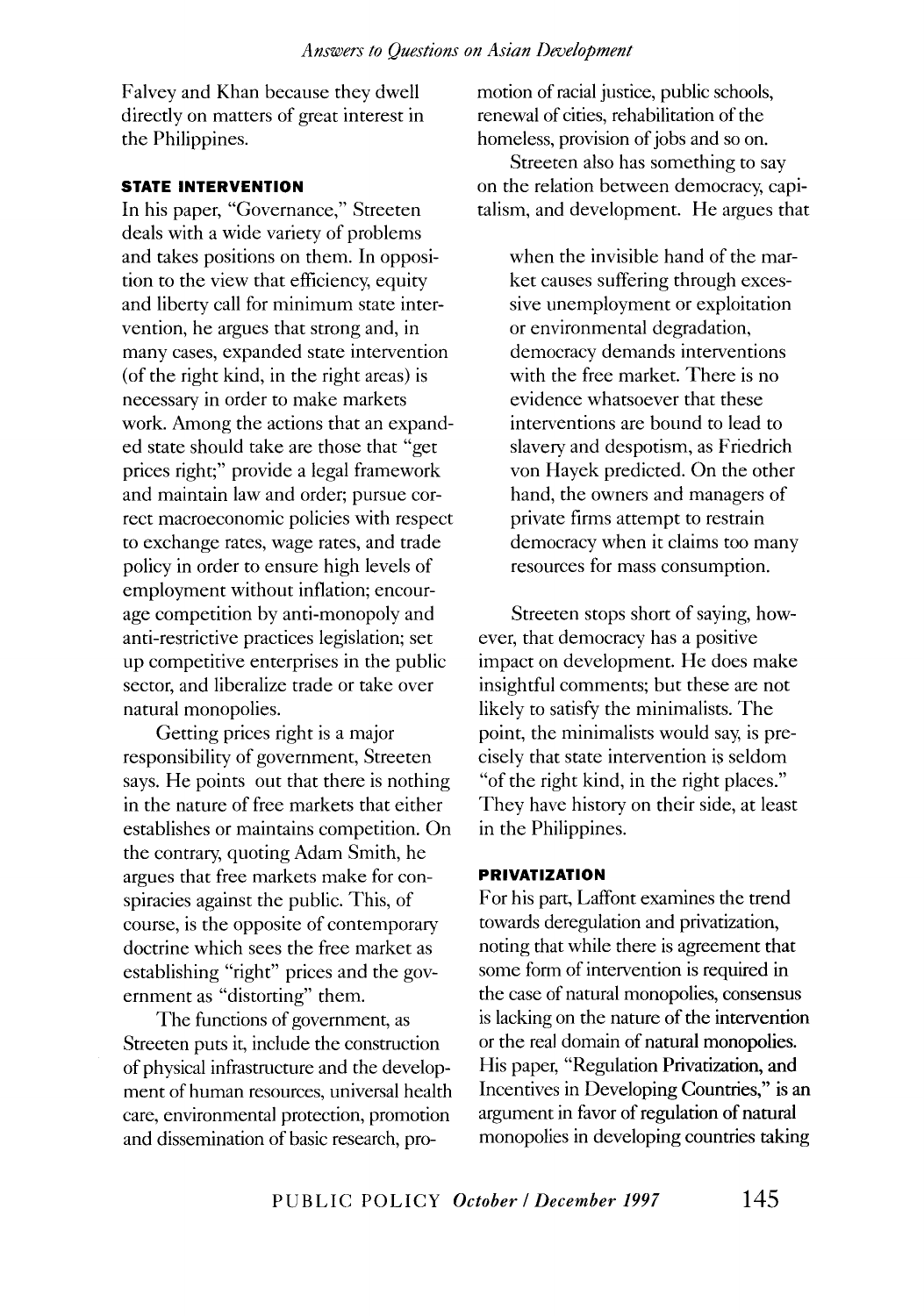Falvey and Khan because they dwell directly on matters of great interest in the Philippines.

### STATE INTERVENTION

In his paper, "Governance," Streeten deals with a wide variety of problems and takes positions on them. In opposition to the view that efficiency, equity and liberty call for minimum state intervention, he argues that strong and, in many cases, expanded state intervention (of the right kind, in the right areas) is necessary in order to make markets work. Among the actions that an expanded state should take are those that "get prices right;" provide a legal framework and maintain law and order; pursue correct macroeconomic policies with respect to exchange rates, wage rates, and trade policy in order to ensure high levels of employment without inflation; encourage competition by anti-monopoly and anti-restrictive practices legislation; set up competitive enterprises in the public sector, and liberalize trade or take over natural monopolies.

Getting prices right is a major responsibility of government, Streeten says. He points out that there is nothing in the nature of free markets that either establishes or maintains competition. On the contrary, quoting Adam Smith, he argues that free markets make for conspiracies against the public. This, of course, is the opposite of contemporary doctrine which sees the free market as establishing "right" prices and the government as "distorting" them.

The functions of government, as Streeten puts it, include the construction of physical infrastructure and the development of human resources, universal health care, environmental protection, promotion and dissemination of basic research, promotion of racial justice, public schools, renewal of cities, rehabilitation of the homeless, provision of jobs and so on.

Streeten also has something to say on the relation between democracy, capitalism, and development. He argues that

> when the invisible hand of the market causes suffering through excessive unemployment or exploitation or environmental degradation, democracy demands interventions with the free market. There is no evidence whatsoever that these interventions are bound to lead to slavery and despotism, as Friedrich von Hayek predicted. On the other hand, the owners and managers of private firms attempt to restrain democracy when it claims too many resources for mass consumption.

Streeten stops short of saying, however, that democracy has a positive impact on development. He does make insightful comments; but these are not likely to satisfy the minimalists. The point, the minimalists would say, is precisely that state intervention is seldom "of the right kind, in the right places." They have history on their side, at least in the Philippines.

### PRIVATIZATION

For his part, Laffont examines the trend towards deregulation and privatization, noting that while there is agreement that some form of intervention is required in the case of natural monopolies, consensus is lacking on the nature of the intervention or the real domain of natural monopolies. His paper, "Regulation Privatization, and Incentives in Developing Countries," is an argument in favor of regulation of natural monopolies in developing countries taking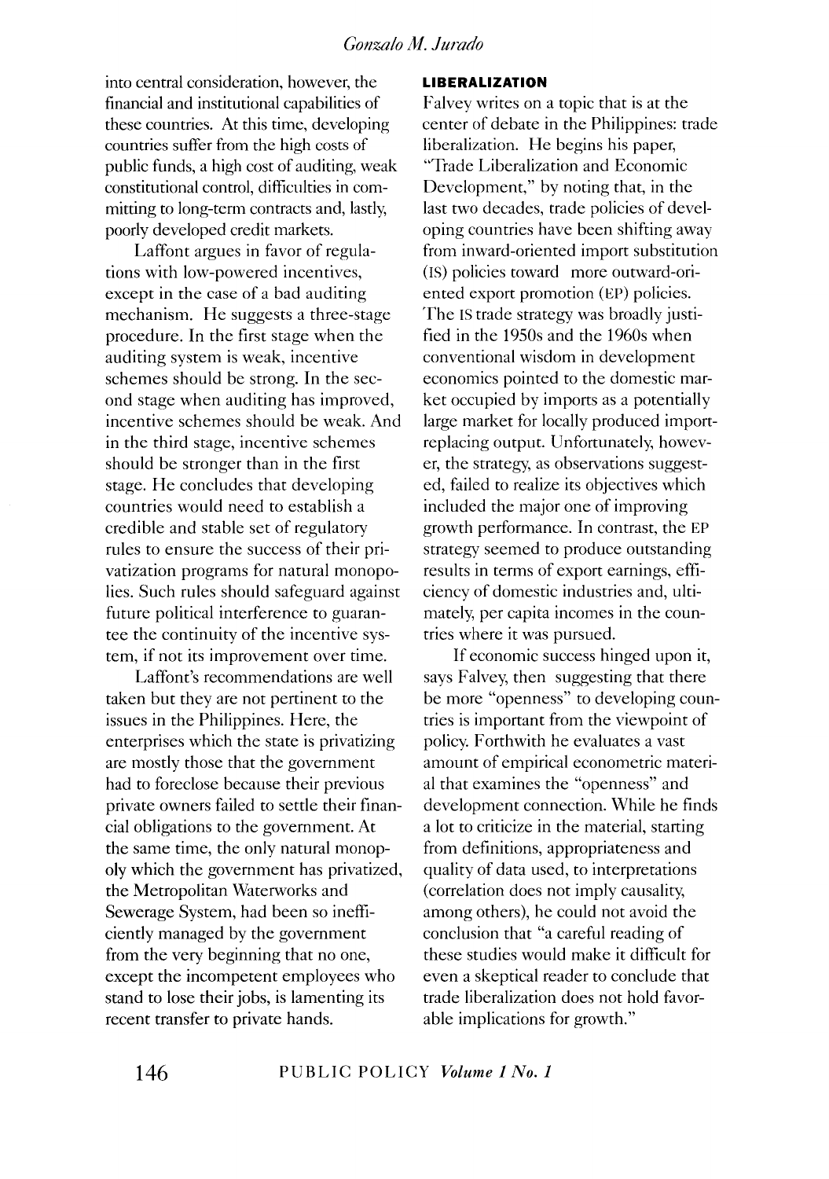into central consideration, however, the financial and institutional capabilities of these countries. At this time, developing countries suffer from the high costs of public funds, a high cost of auditing, weak constitutional control, difficulties in committing to long-term contracts and, lastly, poorly developed credit markets.

Laffont argues in favor of regulations with low-powered incentives, except in the case of a bad auditing mechanism. He suggests a three-stage procedure. In the first stage when the auditing system is weak, incentive schemes should be strong. In the second stage when auditing has improved, incentive schemes should be weak. And in the third stage, incentive schemes should be stronger than in the first stage. He concludes that developing countries would need to establish a credible and stable set of regulatory rules to ensure the success of their privatization programs for natural monopolies. Such rules should safeguard against future political interference to guarantee the continuity of the incentive system, if not its improvement over time.

Laffont's recommendations are well taken but they are not pertinent to the issues in the Philippines. Here, the enterprises which the state is privatizing are mostly those that the government had to foreclose because their previous private owners failed to settle their financial obligations to the government. At the same time, the only natural monopoly which the government has privatized, the Metropolitan Waterworks and Sewerage System, had been so inefficiently managed by the government from the very beginning that no one, except the incompetent employees who stand to lose their jobs, is lamenting its recent transfer to private hands.

**LIBERALIZATION**

Falvey writes on a topic that is at the center of debate in the Philippines: trade liberalization. He begins his paper, "Trade Liberalization and Economic Development," by noting that, in the last two decades, trade policies of developing countries have been shifting away from inward-oriented import substitution (IS) policies toward more outward-oriented export promotion (EP) policies. The IS trade strategy was broadly justified in the 1950s and the 1960s when conventional wisdom in development economics pointed to the domestic market occupied by imports as a potentially large market for locally produced import-replacing output. Unfortunately, however, the strategy, as observations suggested, failed to realize its objectives which included the major one of improving growth performance. In contrast, the EP strategy seemed to produce outstanding results in terms of export earnings, efficiency of domestic industries and, ultimately, per capita incomes in the countries where it was pursued.

If economic success hinged upon it, says Falvey, then suggesting that there be more "openness" to developing countries is important from the viewpoint of policy. Forthwith he evaluates a vast amount of empirical econometric material that examines the "openness" and development connection. While he finds a lot to criticize in the material, starting from definitions, appropriateness and quality of data used, to interpretations (correlation does not imply causality, among others), he could not avoid the conclusion that "a careful reading of these studies would make it difficult for even a skeptical reader to conclude that trade liberalization does not hold favorable implications for growth."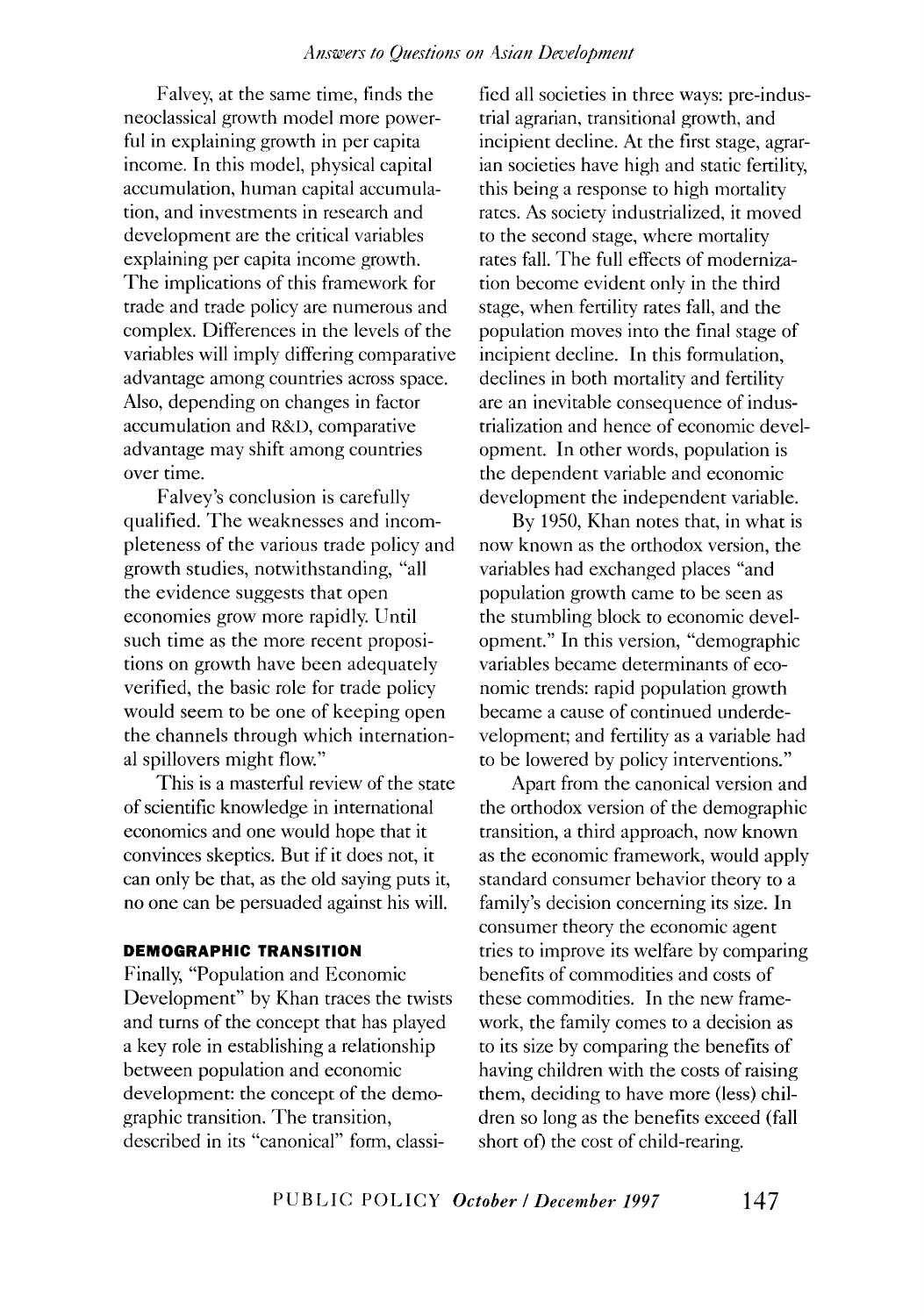Falvey, at the same time, finds the neoclassical growth model more powerful in explaining growth in per capita income. In this model, physical capital accumulation, human capital accumulation, and investments in research and development are the critical variables explaining per capita income growth. The implications of this framework for trade and trade policy are numerous and complex. Differences in the levels of the variables will imply differing comparative advantage among countries across space. Also, depending on changes in factor accumulation and R&D, comparative advantage may shift among countries over time.

Falvey's conclusion is carefully qualified. The weaknesses and incompleteness of the various trade policy and growth studies, notwithstanding, "all the evidence suggests that open economies grow more rapidly. Until such time as the more recent propositions on growth have been adequately verified, the basic role for trade policy would seem to be one of keeping open the channels through which international spillovers might flow."

This is a masterful review of the state of scientific knowledge in international economics and one would hope that it convinces skeptics. But if it does not, it can only be that, as the old saying puts it, no one can be persuaded against his will.

## DEMOGRAPHIC TRANSITION

Finally, "Population and Economic Development" by Khan traces the twists and turns of the concept that has played a key role in establishing a relationship between population and economic development: the concept of the demographic transition. The transition, described in its "canonical" form, classified all societies in three ways: pre-industrial agrarian, transitional growth, and incipient decline. At the first stage, agrarian societies have high and static fertility, this being a response to high mortality rates. As society industrialized, it moved to the second stage, where mortality rates fall. The full effects of modernization become evident only in the third stage, when fertility rates fall, and the population moves into the final stage of incipient decline. In this formulation, declines in both mortality and fertility are an inevitable consequence of industrialization and hence of economic development. In other words, population is the dependent variable and economic development the independent variable.

By 1950, Khan notes that, in what is now known as the orthodox version, the variables had exchanged places "and population growth came to be seen as the stumbling block to economic development." In this version, "demographic variables became determinants of economic trends: rapid population growth became a cause of continued underdevelopment; and fertility as a variable had to be lowered by policy interventions."

Apart from the canonical version and the orthodox version of the demographic transition, a third approach, now known as the economic framework, would apply standard consumer behavior theory to a family's decision concerning its size. In consumer theory the economic agent tries to improve its welfare by comparing benefits of commodities and costs of these commodities. In the new framework, the family comes to a decision as to its size by comparing the benefits of having children with the costs of raising them, deciding to have more (less) children so long as the benefits exceed (fall short of) the cost of child-rearing.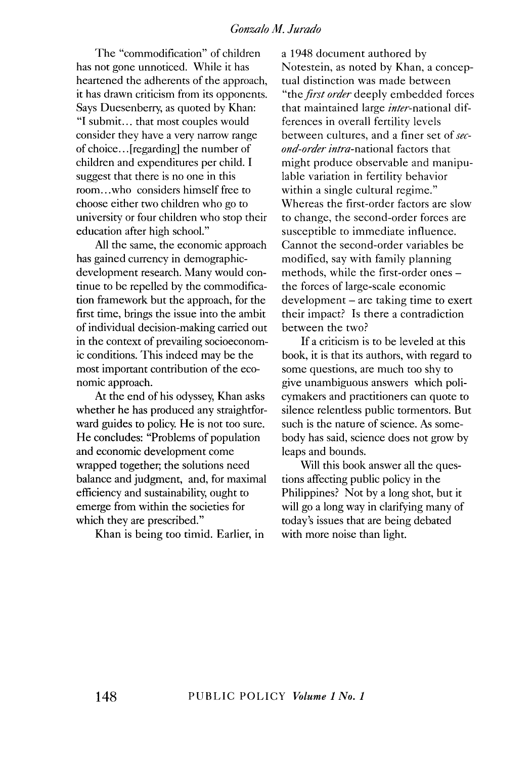The "commodification" of children has not gone unnoticed. While it has heartened the adherents of the approach, it has drawn criticism from its opponents. Says Duesenberry, as quoted by Khan: "I submit... that most couples would consider they have a very narrow range of choice...[regarding] the number of children and expenditures per child. I suggest that there is no one in this room...who considers himself free to choose either two children who go to university or four children who stop their education after high school."

All the same, the economic approach has gained currency in demographic-development research. Many would continue to be repelled by the commodification framework but the approach, for the first time, brings the issue into the ambit of individual decision-making carried out in the context of prevailing socioeconomic conditions. This indeed may be the most important contribution of the economic approach.

At the end of his odyssey, Khan asks whether he has produced any straightforward guides to policy. He is not too sure. He concludes: "Problems of population and economic development come wrapped together; the solutions need balance and judgment, and, for maximal efficiency and sustainability, ought to emerge from within the societies for which they are prescribed."

Khan is being too timid. Earlier, in a 1948 document authored by Notestein, as noted by Khan, a conceptual distinction was made between "the *first order* deeply embedded forces that maintained large *inter*-national differences in overall fertility levels between cultures, and a finer set of *second-order intra*-national factors that might produce observable and manipulable variation in fertility behavior within a single cultural regime." Whereas the first-order factors are slow to change, the second-order forces are susceptible to immediate influence. Cannot the second-order variables be modified, say with family planning methods, while the first-order ones – the forces of large-scale economic development – are taking time to exert their impact? Is there a contradiction between the two?

If a criticism is to be leveled at this book, it is that its authors, with regard to some questions, are much too shy to give unambiguous answers which policymakers and practitioners can quote to silence relentless public tormentors. But such is the nature of science. As somebody has said, science does not grow by leaps and bounds.

Will this book answer all the questions affecting public policy in the Philippines? Not by a long shot, but it will go a long way in clarifying many of today's issues that are being debated with more noise than light.